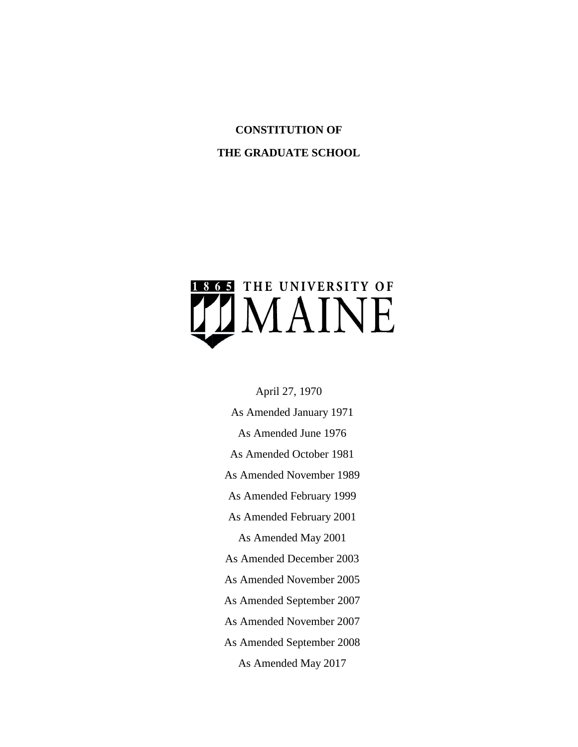# CONSTITUTION OF

# THE GRADUATE SCHOOL

1865 THE UNIVERSITY OF MAINE

April 27, 1970

As Amended January 1971

As Amended June 1976

As Amended October 1981

As Amended November 1989

As Amended February 1999

As Amended February 2001

As Amended May 2001

As Amended December 2003

As Amended November 2005

As Amended September 2007

As Amended November 2007

As Amended September 2008

As Amended May 2017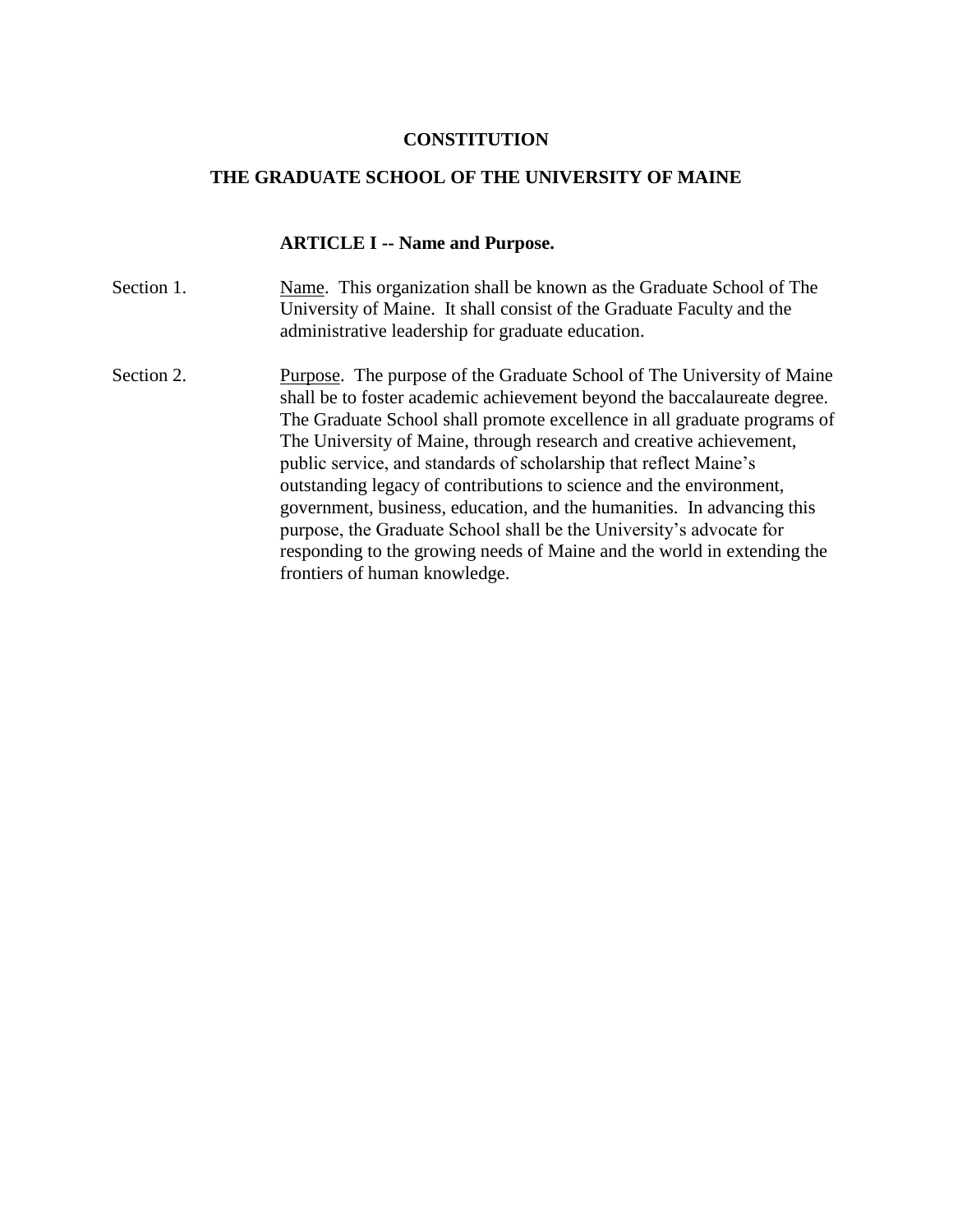# CONSTITUTION

# THE GRADUATE SCHOOL OF THE UNIVERSITY OF MAINE

## ARTICLE I -- Name and Purpose.

Section 1. Name. This organization shall be known as the Graduate School of The University of Maine. It shall consist of the Graduate Faculty and the administrative leadership for graduate education.

Section 2. Purpose. The purpose of the Graduate School of The University of Maine shall be to foster academic achievement beyond the baccalaureate degree. The Graduate School shall promote excellence in all graduate programs of The University of Maine, through research and creative achievement, public service, and standards of scholarship that reflect Maine's outstanding legacy of contributions to science and the environment, government, business, education, and the humanities. In advancing this purpose, the Graduate School shall be the University's advocate for responding to the growing needs of Maine and the world in extending the frontiers of human knowledge.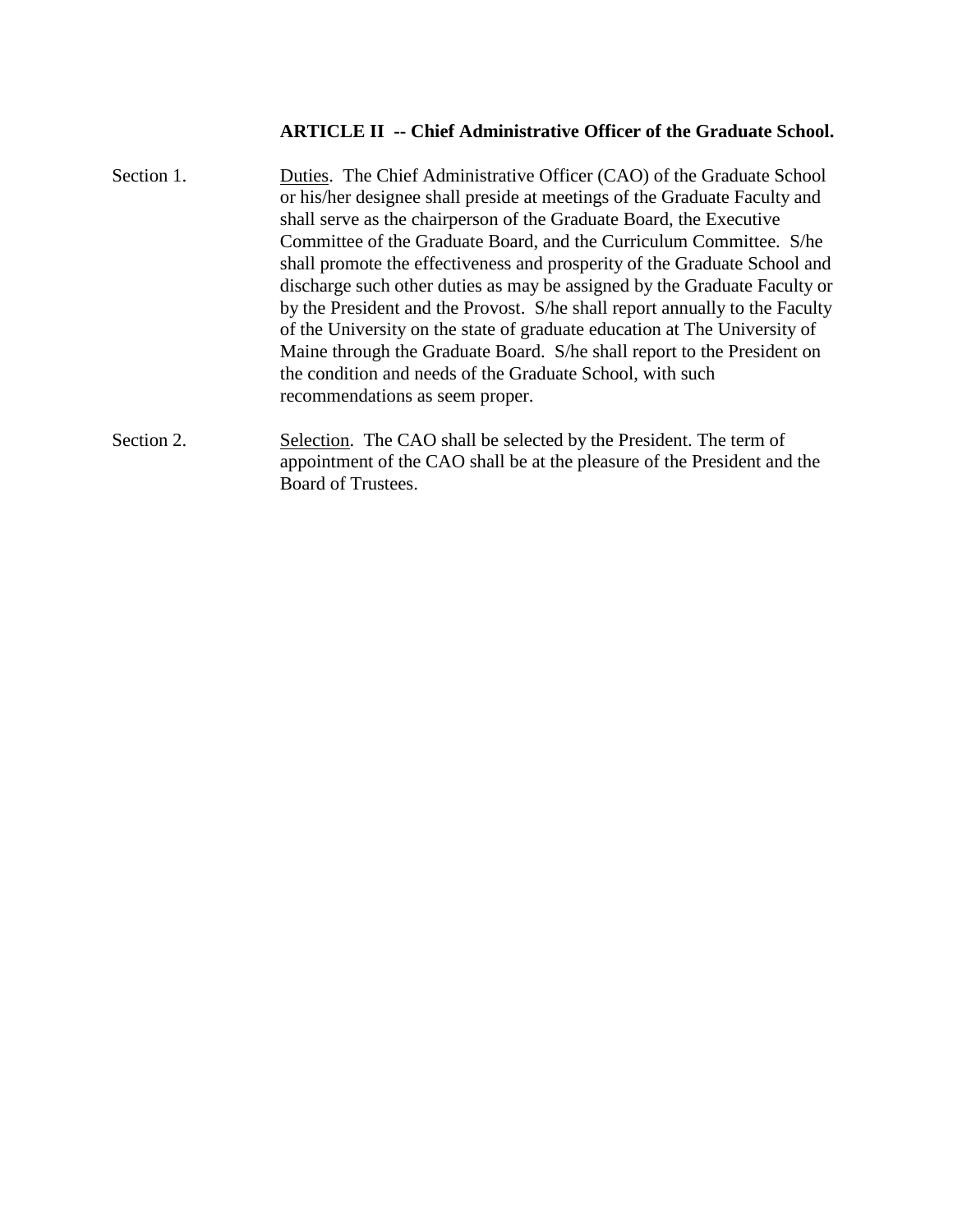## ARTICLE II -- Chief Administrative Officer of the Graduate School.

Section 1. Duties. The Chief Administrative Officer (CAO) of the Graduate School or his/her designee shall preside at meetings of the Graduate Faculty and shall serve as the chairperson of the Graduate Board, the Executive Committee of the Graduate Board, and the Curriculum Committee. S/he shall promote the effectiveness and prosperity of the Graduate School and discharge such other duties as may be assigned by the Graduate Faculty or by the President and the Provost. S/he shall report annually to the Faculty of the University on the state of graduate education at The University of Maine through the Graduate Board. S/he shall report to the President on the condition and needs of the Graduate School, with such recommendations as seem proper.

Section 2. Selection. The CAO shall be selected by the President. The term of appointment of the CAO shall be at the pleasure of the President and the Board of Trustees.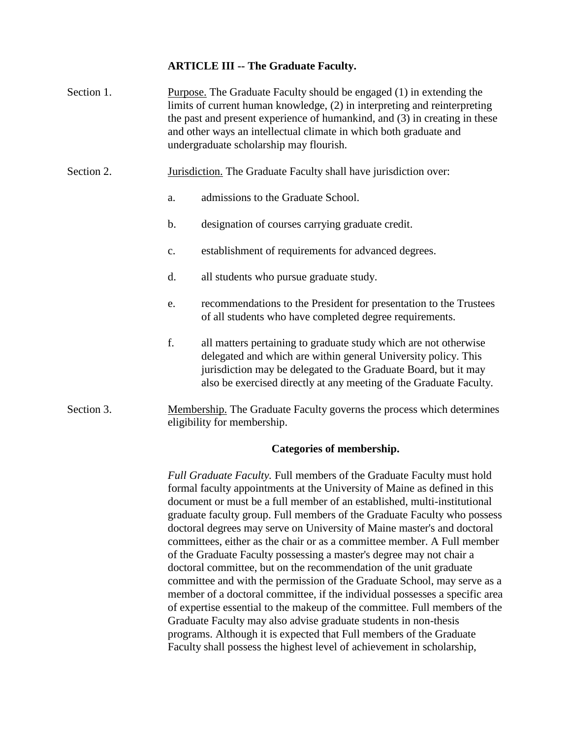## ARTICLE III -- The Graduate Faculty.

Section 1. Purpose. The Graduate Faculty should be engaged (1) in extending the limits of current human knowledge, (2) in interpreting and reinterpreting the past and present experience of humankind, and (3) in creating in these and other ways an intellectual climate in which both graduate and undergraduate scholarship may flourish.

Section 2. Jurisdiction. The Graduate Faculty shall have jurisdiction over:

a. admissions to the Graduate School.

b. designation of courses carrying graduate credit.

c. establishment of requirements for advanced degrees.

d. all students who pursue graduate study.

e. recommendations to the President for presentation to the Trustees of all students who have completed degree requirements.

f. all matters pertaining to graduate study which are not otherwise delegated and which are within general University policy. This jurisdiction may be delegated to the Graduate Board, but it may also be exercised directly at any meeting of the Graduate Faculty.

Section 3. Membership. The Graduate Faculty governs the process which determines eligibility for membership.

**Categories of membership.**

*Full Graduate Faculty.* Full members of the Graduate Faculty must hold formal faculty appointments at the University of Maine as defined in this document or must be a full member of an established, multi-institutional graduate faculty group. Full members of the Graduate Faculty who possess doctoral degrees may serve on University of Maine master's and doctoral committees, either as the chair or as a committee member. A Full member of the Graduate Faculty possessing a master's degree may not chair a doctoral committee, but on the recommendation of the unit graduate committee and with the permission of the Graduate School, may serve as a member of a doctoral committee, if the individual possesses a specific area of expertise essential to the makeup of the committee. Full members of the Graduate Faculty may also advise graduate students in non-thesis programs. Although it is expected that Full members of the Graduate Faculty shall possess the highest level of achievement in scholarship,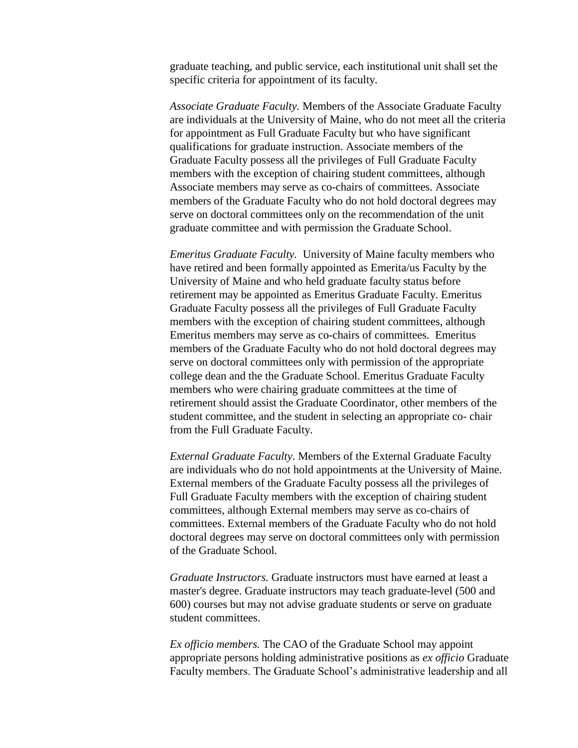graduate teaching, and public service, each institutional unit shall set the specific criteria for appointment of its faculty.

*Associate Graduate Faculty.* Members of the Associate Graduate Faculty are individuals at the University of Maine, who do not meet all the criteria for appointment as Full Graduate Faculty but who have significant qualifications for graduate instruction. Associate members of the Graduate Faculty possess all the privileges of Full Graduate Faculty members with the exception of chairing student committees, although Associate members may serve as co-chairs of committees. Associate members of the Graduate Faculty who do not hold doctoral degrees may serve on doctoral committees only on the recommendation of the unit graduate committee and with permission the Graduate School.

*Emeritus Graduate Faculty.* University of Maine faculty members who have retired and been formally appointed as Emerita/us Faculty by the University of Maine and who held graduate faculty status before retirement may be appointed as Emeritus Graduate Faculty. Emeritus Graduate Faculty possess all the privileges of Full Graduate Faculty members with the exception of chairing student committees, although Emeritus members may serve as co-chairs of committees. Emeritus members of the Graduate Faculty who do not hold doctoral degrees may serve on doctoral committees only with permission of the appropriate college dean and the the Graduate School. Emeritus Graduate Faculty members who were chairing graduate committees at the time of retirement should assist the Graduate Coordinator, other members of the student committee, and the student in selecting an appropriate co- chair from the Full Graduate Faculty.

*External Graduate Faculty*. Members of the External Graduate Faculty are individuals who do not hold appointments at the University of Maine. External members of the Graduate Faculty possess all the privileges of Full Graduate Faculty members with the exception of chairing student committees, although External members may serve as co-chairs of committees. External members of the Graduate Faculty who do not hold doctoral degrees may serve on doctoral committees only with permission of the Graduate School.

*Graduate Instructors.* Graduate instructors must have earned at least a master's degree. Graduate instructors may teach graduate-level (500 and 600) courses but may not advise graduate students or serve on graduate student committees.

*Ex officio members.* The CAO of the Graduate School may appoint appropriate persons holding administrative positions as *ex officio* Graduate Faculty members. The Graduate School's administrative leadership and all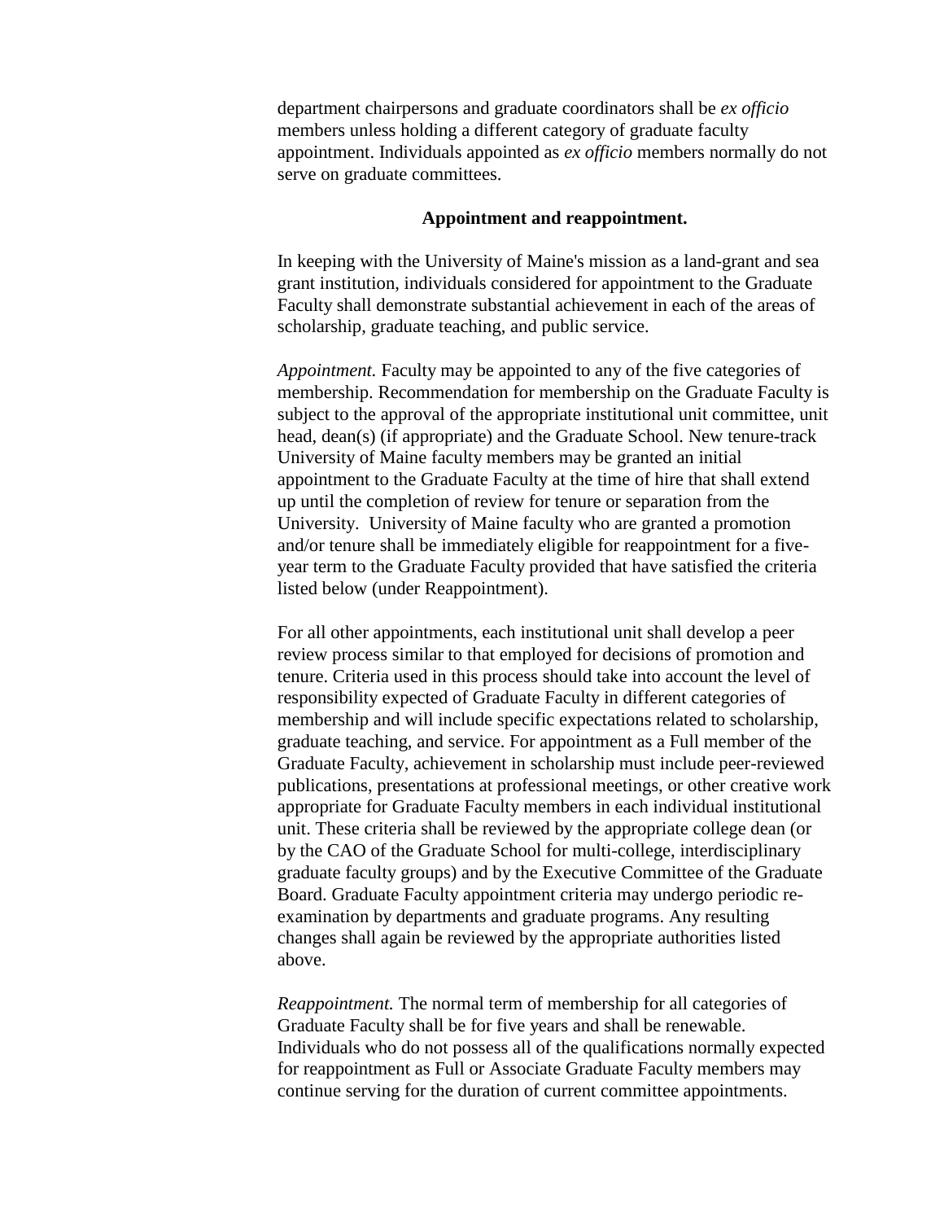department chairpersons and graduate coordinators shall be *ex officio* members unless holding a different category of graduate faculty appointment. Individuals appointed as *ex officio* members normally do not serve on graduate committees.

**Appointment and reappointment.**

In keeping with the University of Maine's mission as a land-grant and sea grant institution, individuals considered for appointment to the Graduate Faculty shall demonstrate substantial achievement in each of the areas of scholarship, graduate teaching, and public service.

*Appointment.* Faculty may be appointed to any of the five categories of membership. Recommendation for membership on the Graduate Faculty is subject to the approval of the appropriate institutional unit committee, unit head, dean(s) (if appropriate) and the Graduate School. New tenure-track University of Maine faculty members may be granted an initial appointment to the Graduate Faculty at the time of hire that shall extend up until the completion of review for tenure or separation from the University. University of Maine faculty who are granted a promotion and/or tenure shall be immediately eligible for reappointment for a five-year term to the Graduate Faculty provided that have satisfied the criteria listed below (under Reappointment).

For all other appointments, each institutional unit shall develop a peer review process similar to that employed for decisions of promotion and tenure. Criteria used in this process should take into account the level of responsibility expected of Graduate Faculty in different categories of membership and will include specific expectations related to scholarship, graduate teaching, and service. For appointment as a Full member of the Graduate Faculty, achievement in scholarship must include peer-reviewed publications, presentations at professional meetings, or other creative work appropriate for Graduate Faculty members in each individual institutional unit. These criteria shall be reviewed by the appropriate college dean (or by the CAO of the Graduate School for multi-college, interdisciplinary graduate faculty groups) and by the Executive Committee of the Graduate Board. Graduate Faculty appointment criteria may undergo periodic re-examination by departments and graduate programs. Any resulting changes shall again be reviewed by the appropriate authorities listed above.

*Reappointment.* The normal term of membership for all categories of Graduate Faculty shall be for five years and shall be renewable. Individuals who do not possess all of the qualifications normally expected for reappointment as Full or Associate Graduate Faculty members may continue serving for the duration of current committee appointments.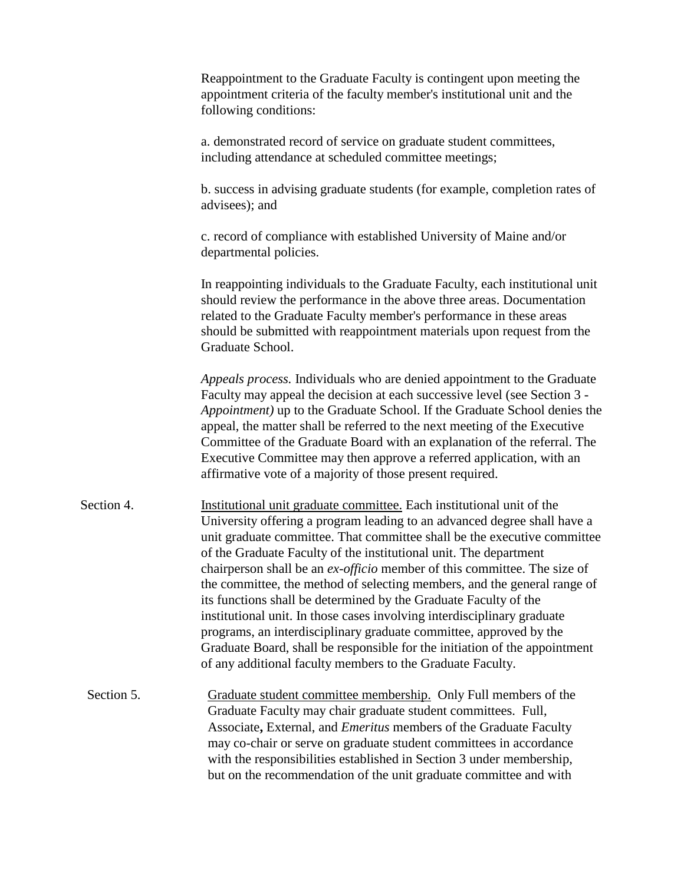Reappointment to the Graduate Faculty is contingent upon meeting the appointment criteria of the faculty member's institutional unit and the following conditions:

a. demonstrated record of service on graduate student committees, including attendance at scheduled committee meetings;

b. success in advising graduate students (for example, completion rates of advisees); and

c. record of compliance with established University of Maine and/or departmental policies.

In reappointing individuals to the Graduate Faculty, each institutional unit should review the performance in the above three areas. Documentation related to the Graduate Faculty member's performance in these areas should be submitted with reappointment materials upon request from the Graduate School.

*Appeals process.* Individuals who are denied appointment to the Graduate Faculty may appeal the decision at each successive level (see Section 3 - *Appointment)* up to the Graduate School. If the Graduate School denies the appeal, the matter shall be referred to the next meeting of the Executive Committee of the Graduate Board with an explanation of the referral. The Executive Committee may then approve a referred application, with an affirmative vote of a majority of those present required.

Section 4. <u>Institutional unit graduate committee.</u> Each institutional unit of the University offering a program leading to an advanced degree shall have a unit graduate committee. That committee shall be the executive committee of the Graduate Faculty of the institutional unit. The department chairperson shall be an *ex-officio* member of this committee. The size of the committee, the method of selecting members, and the general range of its functions shall be determined by the Graduate Faculty of the institutional unit. In those cases involving interdisciplinary graduate programs, an interdisciplinary graduate committee, approved by the Graduate Board, shall be responsible for the initiation of the appointment of any additional faculty members to the Graduate Faculty.

Section 5. <u>Graduate student committee membership.</u> Only Full members of the Graduate Faculty may chair graduate student committees. Full, Associate**,** External, and *Emeritus* members of the Graduate Faculty may co-chair or serve on graduate student committees in accordance with the responsibilities established in Section 3 under membership, but on the recommendation of the unit graduate committee and with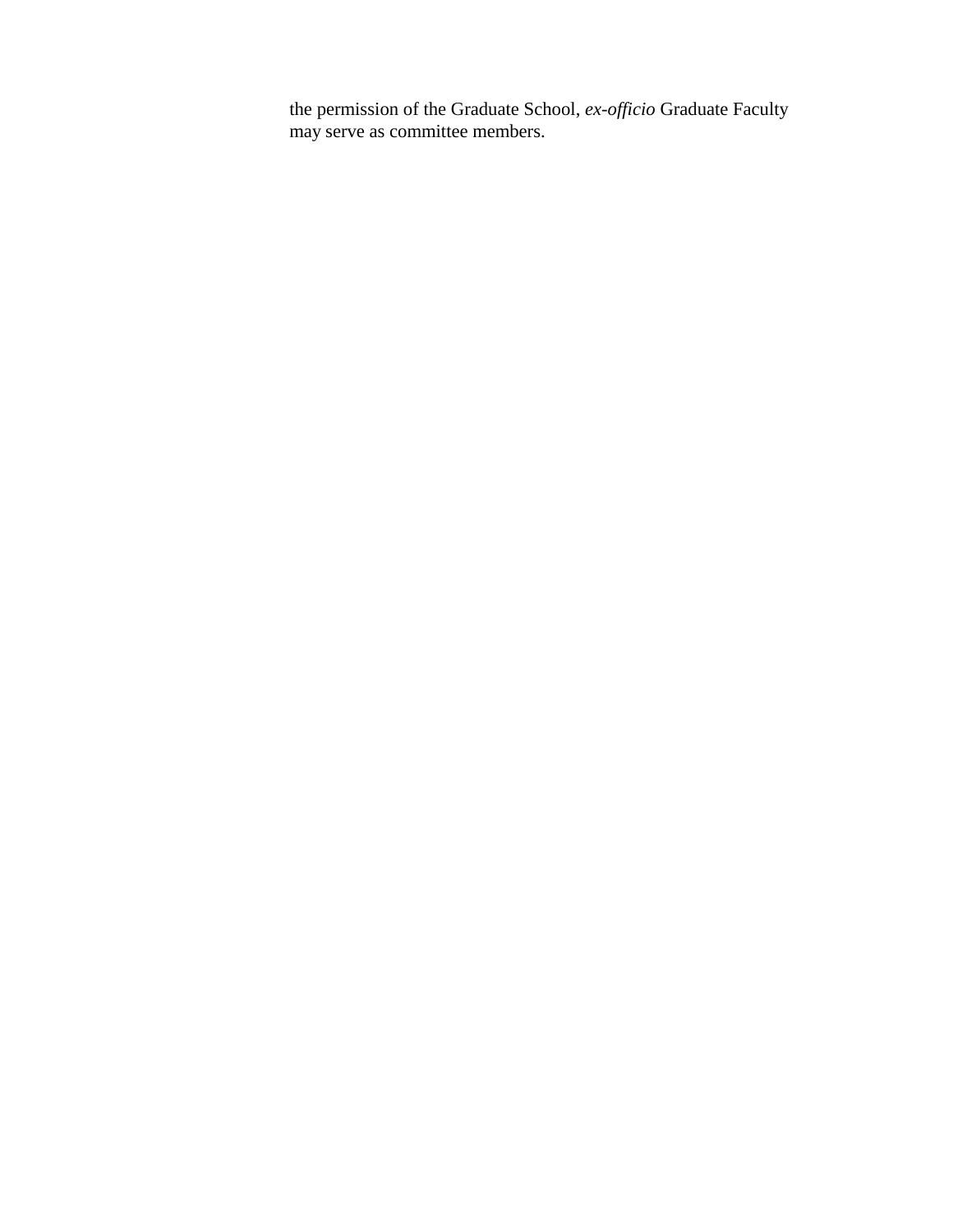the permission of the Graduate School, *ex-officio* Graduate Faculty may serve as committee members.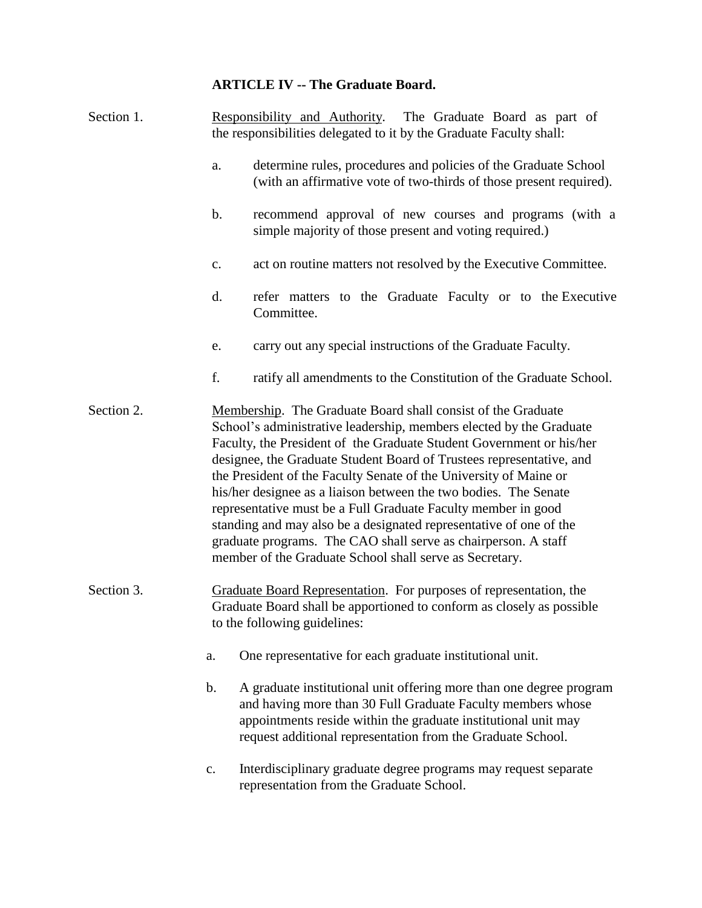## ARTICLE IV -- The Graduate Board.

Section 1. Responsibility and Authority. The Graduate Board as part of the responsibilities delegated to it by the Graduate Faculty shall:

a. determine rules, procedures and policies of the Graduate School (with an affirmative vote of two-thirds of those present required).

b. recommend approval of new courses and programs (with a simple majority of those present and voting required.)

c. act on routine matters not resolved by the Executive Committee.

d. refer matters to the Graduate Faculty or to the Executive Committee.

e. carry out any special instructions of the Graduate Faculty.

f. ratify all amendments to the Constitution of the Graduate School.

Section 2. Membership. The Graduate Board shall consist of the Graduate School's administrative leadership, members elected by the Graduate Faculty, the President of the Graduate Student Government or his/her designee, the Graduate Student Board of Trustees representative, and the President of the Faculty Senate of the University of Maine or his/her designee as a liaison between the two bodies. The Senate representative must be a Full Graduate Faculty member in good standing and may also be a designated representative of one of the graduate programs. The CAO shall serve as chairperson. A staff member of the Graduate School shall serve as Secretary.

Section 3. Graduate Board Representation. For purposes of representation, the Graduate Board shall be apportioned to conform as closely as possible to the following guidelines:

a. One representative for each graduate institutional unit.

b. A graduate institutional unit offering more than one degree program and having more than 30 Full Graduate Faculty members whose appointments reside within the graduate institutional unit may request additional representation from the Graduate School.

c. Interdisciplinary graduate degree programs may request separate representation from the Graduate School.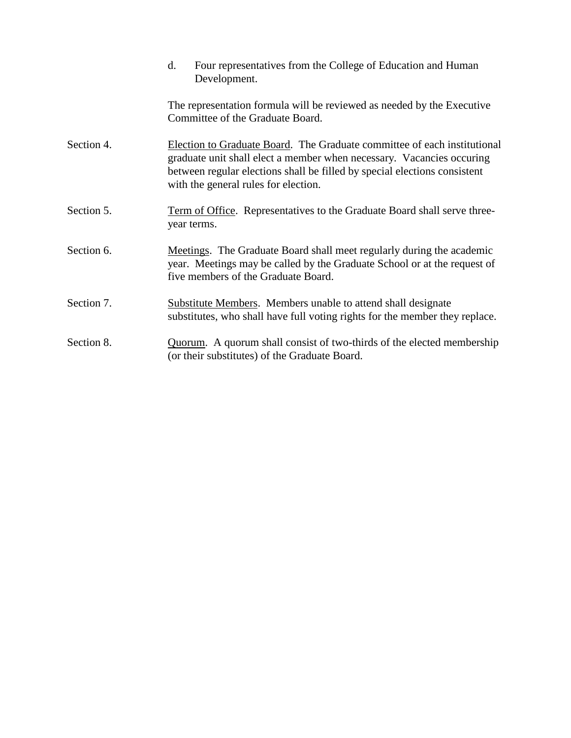d. Four representatives from the College of Education and Human Development.

The representation formula will be reviewed as needed by the Executive Committee of the Graduate Board.

Section 4. Election to Graduate Board. The Graduate committee of each institutional graduate unit shall elect a member when necessary. Vacancies occuring between regular elections shall be filled by special elections consistent with the general rules for election.

Section 5. Term of Office. Representatives to the Graduate Board shall serve three-year terms.

Section 6. Meetings. The Graduate Board shall meet regularly during the academic year. Meetings may be called by the Graduate School or at the request of five members of the Graduate Board.

Section 7. Substitute Members. Members unable to attend shall designate substitutes, who shall have full voting rights for the member they replace.

Section 8. Quorum. A quorum shall consist of two-thirds of the elected membership (or their substitutes) of the Graduate Board.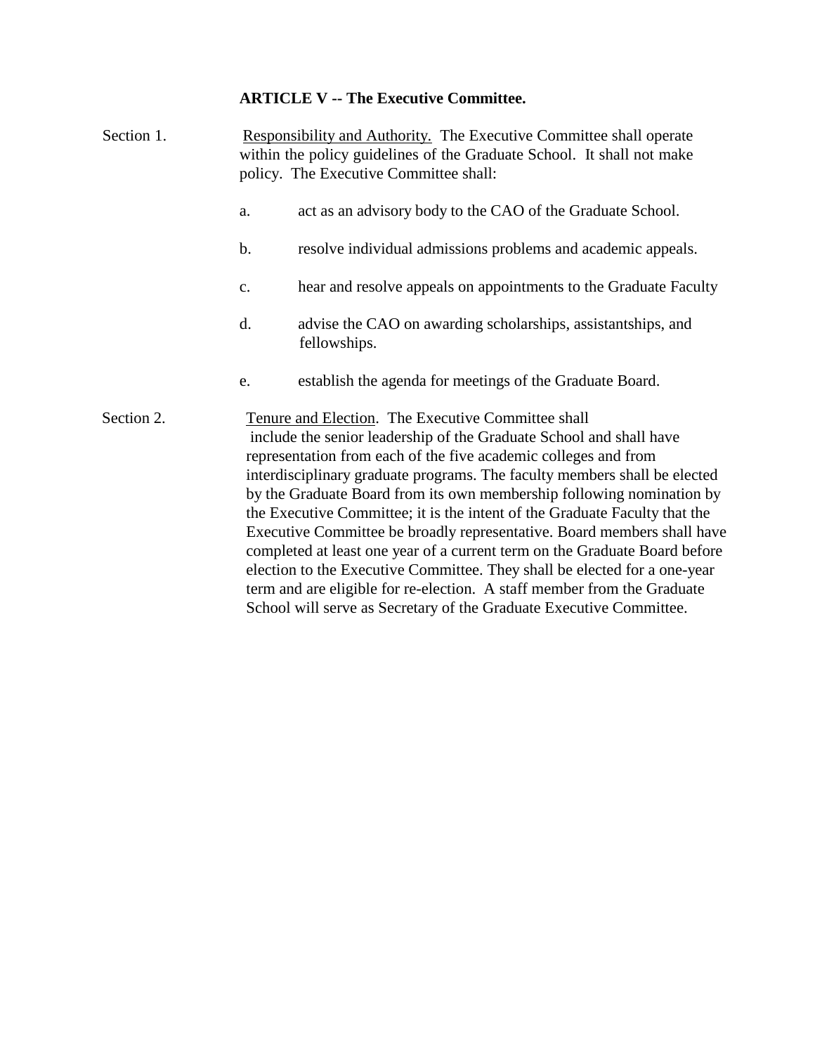## ARTICLE V -- The Executive Committee.

Section 1. Responsibility and Authority. The Executive Committee shall operate within the policy guidelines of the Graduate School. It shall not make policy. The Executive Committee shall:

a. act as an advisory body to the CAO of the Graduate School.

b. resolve individual admissions problems and academic appeals.

c. hear and resolve appeals on appointments to the Graduate Faculty

d. advise the CAO on awarding scholarships, assistantships, and fellowships.

e. establish the agenda for meetings of the Graduate Board.

Section 2. Tenure and Election. The Executive Committee shall include the senior leadership of the Graduate School and shall have representation from each of the five academic colleges and from interdisciplinary graduate programs. The faculty members shall be elected by the Graduate Board from its own membership following nomination by the Executive Committee; it is the intent of the Graduate Faculty that the Executive Committee be broadly representative. Board members shall have completed at least one year of a current term on the Graduate Board before election to the Executive Committee. They shall be elected for a one-year term and are eligible for re-election. A staff member from the Graduate School will serve as Secretary of the Graduate Executive Committee.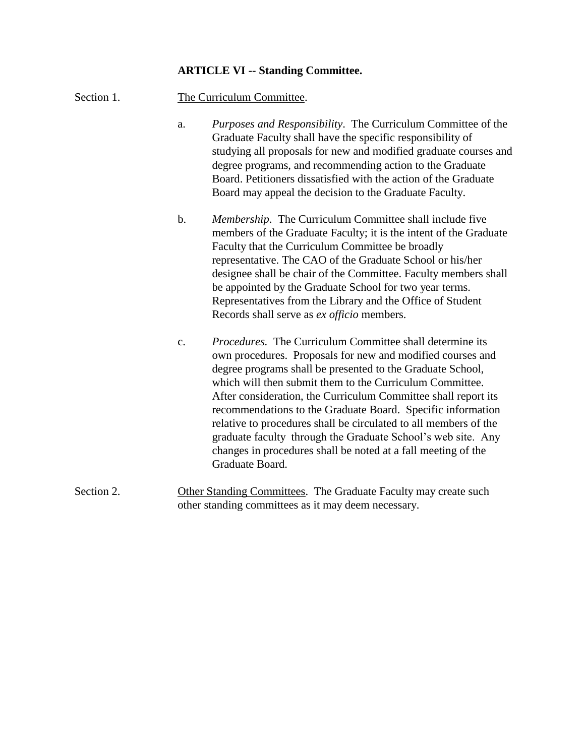## ARTICLE VI -- Standing Committee.

Section 1. The Curriculum Committee.

a. *Purposes and Responsibility*. The Curriculum Committee of the Graduate Faculty shall have the specific responsibility of studying all proposals for new and modified graduate courses and degree programs, and recommending action to the Graduate Board. Petitioners dissatisfied with the action of the Graduate Board may appeal the decision to the Graduate Faculty.

b. *Membership*. The Curriculum Committee shall include five members of the Graduate Faculty; it is the intent of the Graduate Faculty that the Curriculum Committee be broadly representative. The CAO of the Graduate School or his/her designee shall be chair of the Committee. Faculty members shall be appointed by the Graduate School for two year terms. Representatives from the Library and the Office of Student Records shall serve as *ex officio* members.

c. *Procedures.* The Curriculum Committee shall determine its own procedures. Proposals for new and modified courses and degree programs shall be presented to the Graduate School, which will then submit them to the Curriculum Committee. After consideration, the Curriculum Committee shall report its recommendations to the Graduate Board. Specific information relative to procedures shall be circulated to all members of the graduate faculty through the Graduate School's web site. Any changes in procedures shall be noted at a fall meeting of the Graduate Board.

Section 2. Other Standing Committees. The Graduate Faculty may create such other standing committees as it may deem necessary.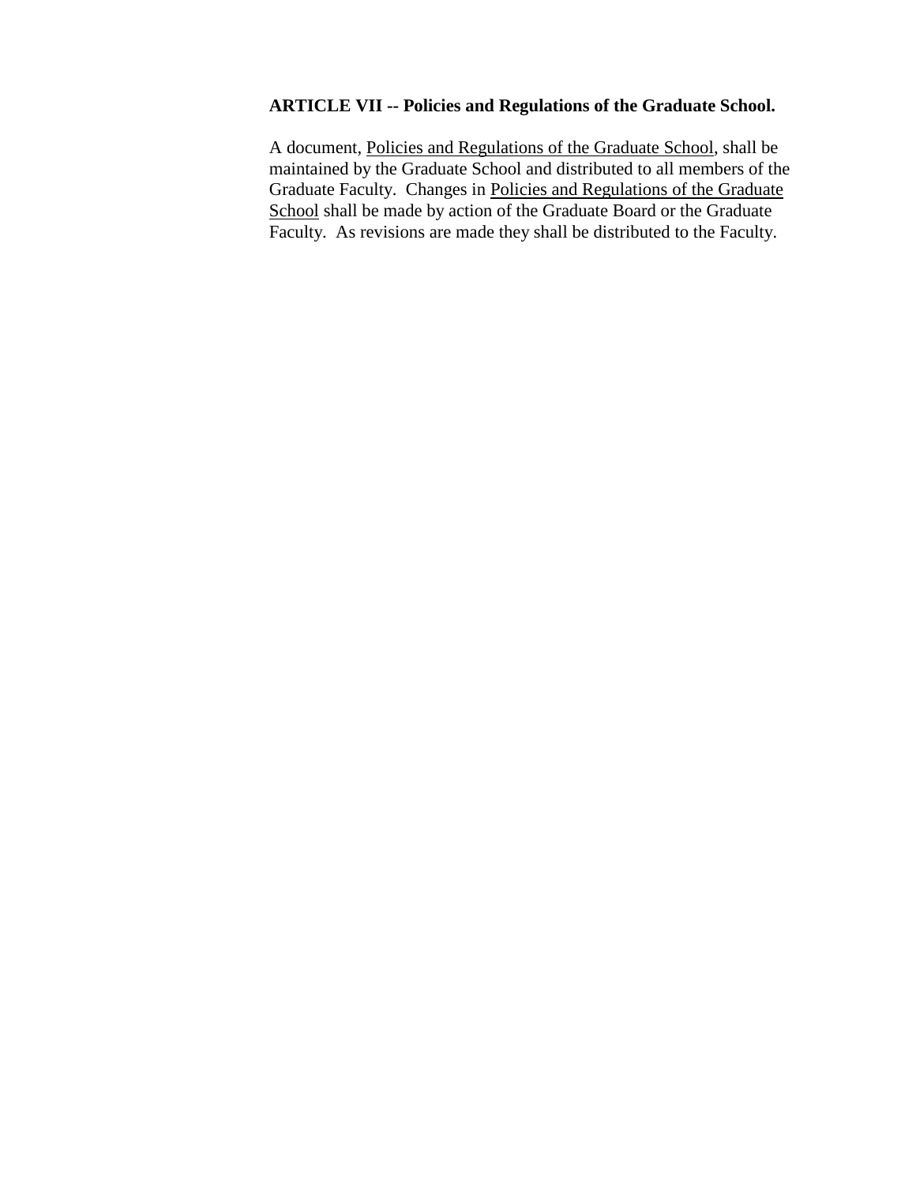**ARTICLE VII -- Policies and Regulations of the Graduate School.**

A document, Policies and Regulations of the Graduate School, shall be maintained by the Graduate School and distributed to all members of the Graduate Faculty. Changes in Policies and Regulations of the Graduate School shall be made by action of the Graduate Board or the Graduate Faculty. As revisions are made they shall be distributed to the Faculty.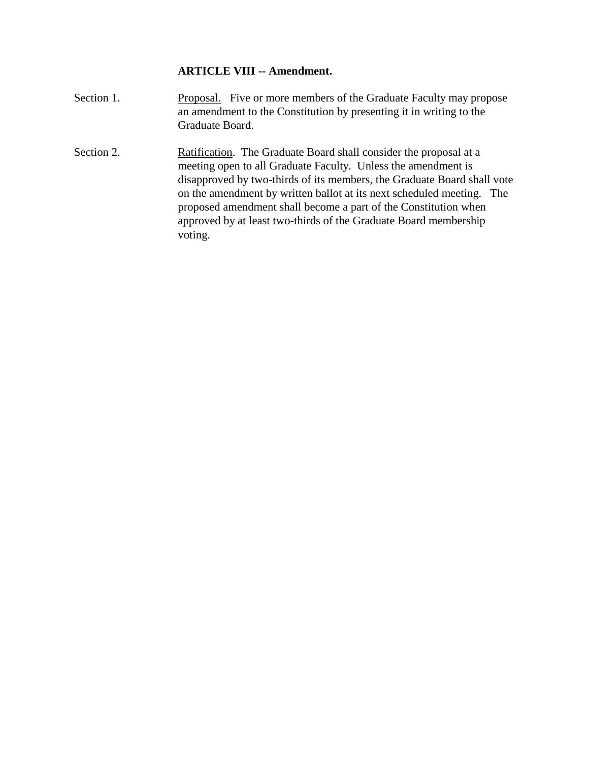**ARTICLE VIII -- Amendment.**

Section 1. Proposal. Five or more members of the Graduate Faculty may propose an amendment to the Constitution by presenting it in writing to the Graduate Board.

Section 2. Ratification. The Graduate Board shall consider the proposal at a meeting open to all Graduate Faculty. Unless the amendment is disapproved by two-thirds of its members, the Graduate Board shall vote on the amendment by written ballot at its next scheduled meeting. The proposed amendment shall become a part of the Constitution when approved by at least two-thirds of the Graduate Board membership voting.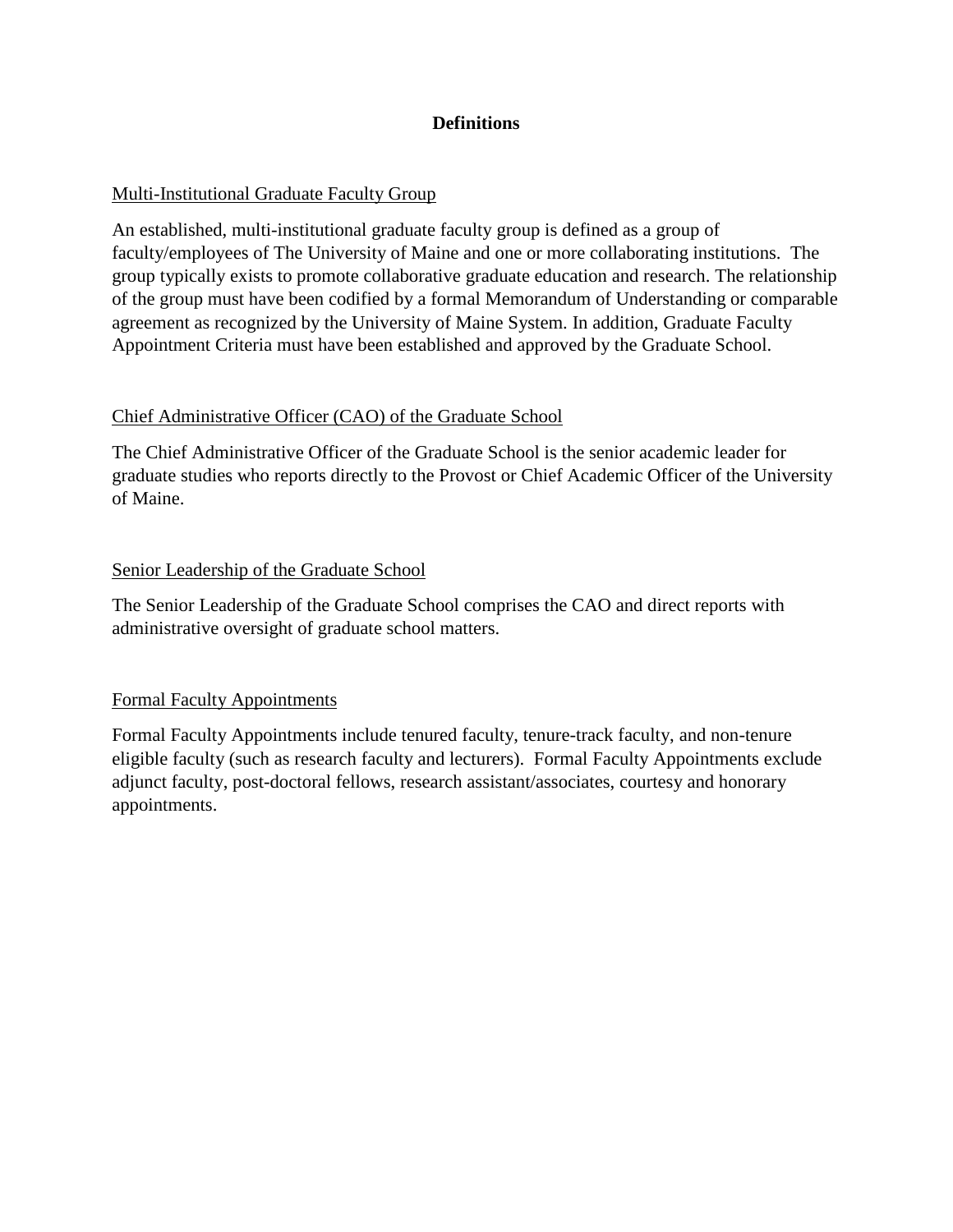## Definitions

### Multi-Institutional Graduate Faculty Group

An established, multi-institutional graduate faculty group is defined as a group of faculty/employees of The University of Maine and one or more collaborating institutions. The group typically exists to promote collaborative graduate education and research. The relationship of the group must have been codified by a formal Memorandum of Understanding or comparable agreement as recognized by the University of Maine System. In addition, Graduate Faculty Appointment Criteria must have been established and approved by the Graduate School.

### Chief Administrative Officer (CAO) of the Graduate School

The Chief Administrative Officer of the Graduate School is the senior academic leader for graduate studies who reports directly to the Provost or Chief Academic Officer of the University of Maine.

### Senior Leadership of the Graduate School

The Senior Leadership of the Graduate School comprises the CAO and direct reports with administrative oversight of graduate school matters.

### Formal Faculty Appointments

Formal Faculty Appointments include tenured faculty, tenure-track faculty, and non-tenure eligible faculty (such as research faculty and lecturers). Formal Faculty Appointments exclude adjunct faculty, post-doctoral fellows, research assistant/associates, courtesy and honorary appointments.